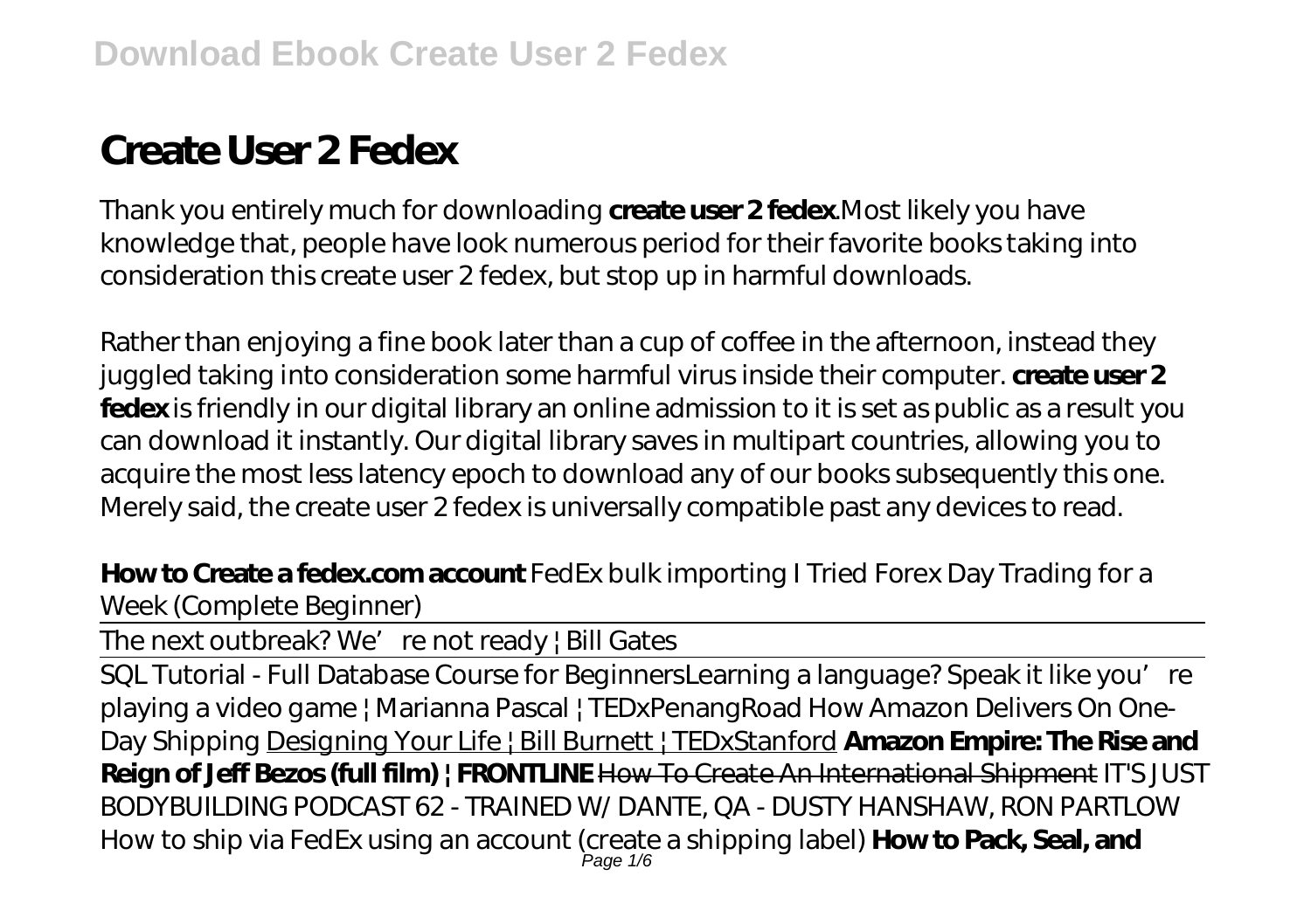# Create User 2 Fedex

Thank you entirely much for downloading **create user 2 fedex**.Most likely you have knowledge that, people have look numerous period for their favorite books taking into consideration this create user 2 fedex, but stop up in harmful downloads.

Rather than enjoying a fine book later than a cup of coffee in the afternoon, instead they juggled taking into consideration some harmful virus inside their computer. **create user 2 fedex** is friendly in our digital library an online admission to it is set as public as a result you can download it instantly. Our digital library saves in multipart countries, allowing you to acquire the most less latency epoch to download any of our books subsequently this one. Merely said, the create user 2 fedex is universally compatible past any devices to read.

**How to Create a fedex.com account** *FedEx bulk importing* *I Tried Forex Day Trading for a Week (Complete Beginner)*

*The next outbreak? We're not ready | Bill Gates*

SQL Tutorial - Full Database Course for Beginners *Learning a language? Speak it like you're playing a video game | Marianna Pascal | TEDxPenangRoad* *How Amazon Delivers On One-Day Shipping* Designing Your Life | Bill Burnett | TEDxStanford **Amazon Empire: The Rise and Reign of Jeff Bezos (full film) | FRONTLINE** How To Create An International Shipment *IT'S JUST BODYBUILDING PODCAST 62 - TRAINED W/ DANTE, QA - DUSTY HANSHAW, RON PARTLOW* *How to ship via FedEx using an account (create a shipping label)* **How to Pack, Seal, and**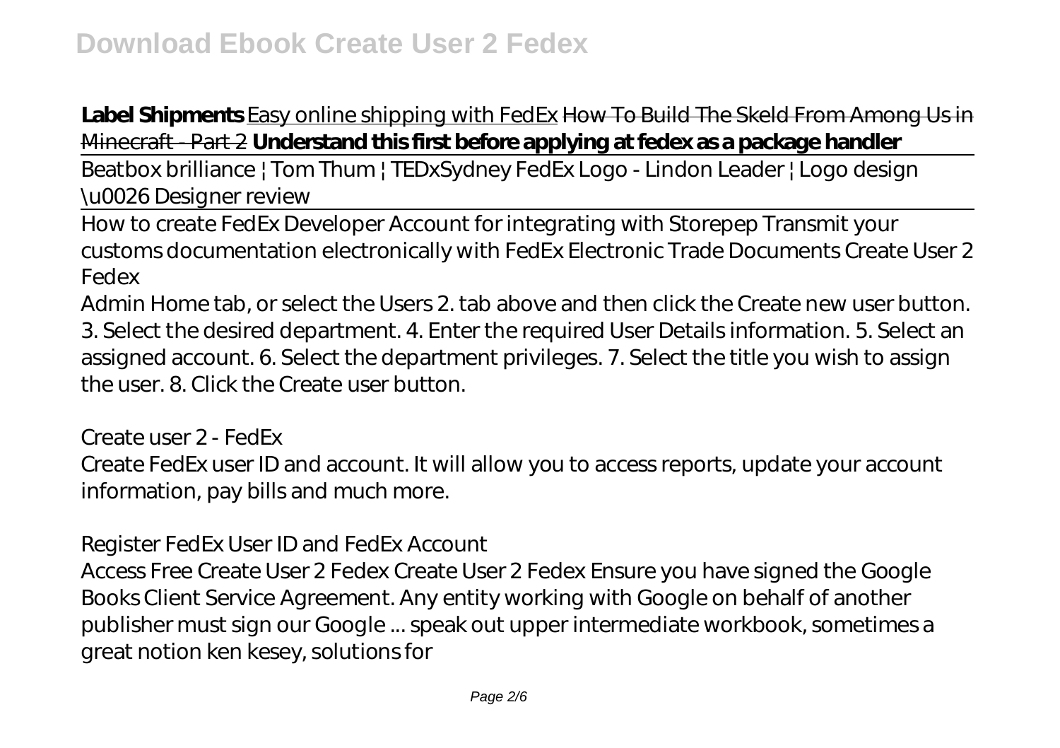**Label Shipments** Easy online shipping with FedEx ~~How To Build The Skeld From Among Us in Minecraft - Part 2~~ **Understand this first before applying at fedex as a package handler**

Beatbox brilliance | Tom Thum | TEDxSydney *FedEx Logo - Lindon Leader | Logo design \u0026 Designer review*

How to create FedEx Developer Account for integrating with Storepep Transmit your customs documentation electronically with FedEx Electronic Trade Documents *Create User 2 Fedex*

Admin Home tab, or select the Users 2. tab above and then click the Create new user button. 3. Select the desired department. 4. Enter the required User Details information. 5. Select an assigned account. 6. Select the department privileges. 7. Select the title you wish to assign the user. 8. Click the Create user button.

*Create user 2 - FedEx*

Create FedEx user ID and account. It will allow you to access reports, update your account information, pay bills and much more.

*Register FedEx User ID and FedEx Account*

Access Free Create User 2 Fedex Create User 2 Fedex Ensure you have signed the Google Books Client Service Agreement. Any entity working with Google on behalf of another publisher must sign our Google ... speak out upper intermediate workbook, sometimes a great notion ken kesey, solutions for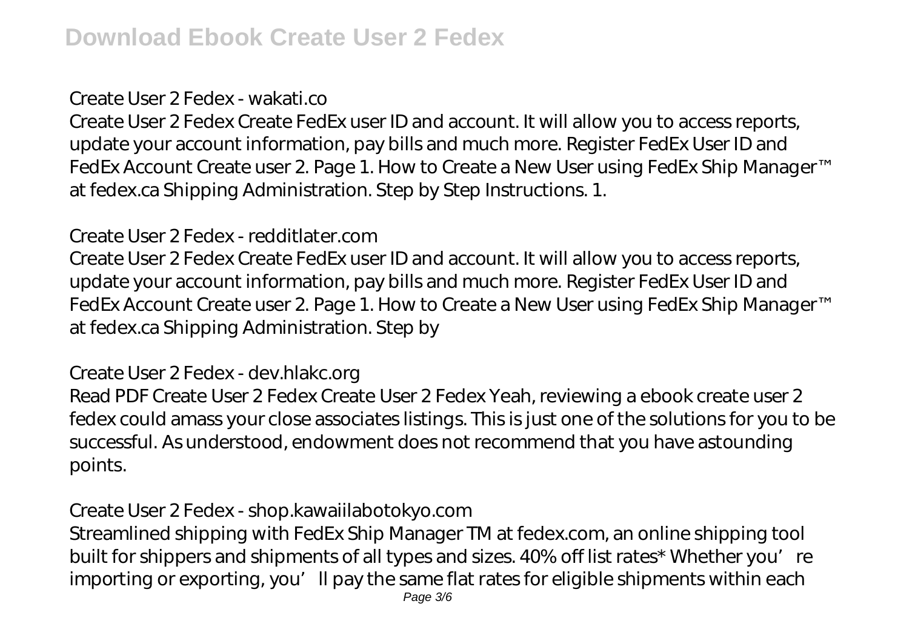## Create User 2 Fedex - wakati.co

Create User 2 Fedex Create FedEx user ID and account. It will allow you to access reports, update your account information, pay bills and much more. Register FedEx User ID and FedEx Account Create user 2. Page 1. How to Create a New User using FedEx Ship Manager™ at fedex.ca Shipping Administration. Step by Step Instructions. 1.

## Create User 2 Fedex - redditlater.com

Create User 2 Fedex Create FedEx user ID and account. It will allow you to access reports, update your account information, pay bills and much more. Register FedEx User ID and FedEx Account Create user 2. Page 1. How to Create a New User using FedEx Ship Manager™ at fedex.ca Shipping Administration. Step by

## Create User 2 Fedex - dev.hlakc.org

Read PDF Create User 2 Fedex Create User 2 Fedex Yeah, reviewing a ebook create user 2 fedex could amass your close associates listings. This is just one of the solutions for you to be successful. As understood, endowment does not recommend that you have astounding points.

## Create User 2 Fedex - shop.kawaiilabotokyo.com

Streamlined shipping with FedEx Ship Manager TM at fedex.com, an online shipping tool built for shippers and shipments of all types and sizes. 40% off list rates* Whether you're importing or exporting, you'll pay the same flat rates for eligible shipments within each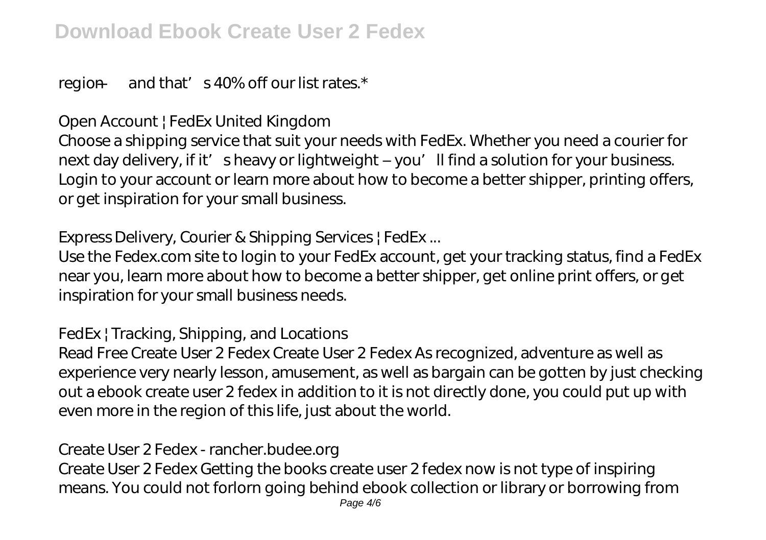region — and that's 40% off our list rates.*

*Open Account | FedEx United Kingdom*

Choose a shipping service that suit your needs with FedEx. Whether you need a courier for next day delivery, if it's heavy or lightweight – you'll find a solution for your business. Login to your account or learn more about how to become a better shipper, printing offers, or get inspiration for your small business.

*Express Delivery, Courier & Shipping Services | FedEx ...*

Use the Fedex.com site to login to your FedEx account, get your tracking status, find a FedEx near you, learn more about how to become a better shipper, get online print offers, or get inspiration for your small business needs.

*FedEx | Tracking, Shipping, and Locations*

Read Free Create User 2 Fedex Create User 2 Fedex As recognized, adventure as well as experience very nearly lesson, amusement, as well as bargain can be gotten by just checking out a ebook create user 2 fedex in addition to it is not directly done, you could put up with even more in the region of this life, just about the world.

*Create User 2 Fedex - rancher.budee.org*

Create User 2 Fedex Getting the books create user 2 fedex now is not type of inspiring means. You could not forlorn going behind ebook collection or library or borrowing from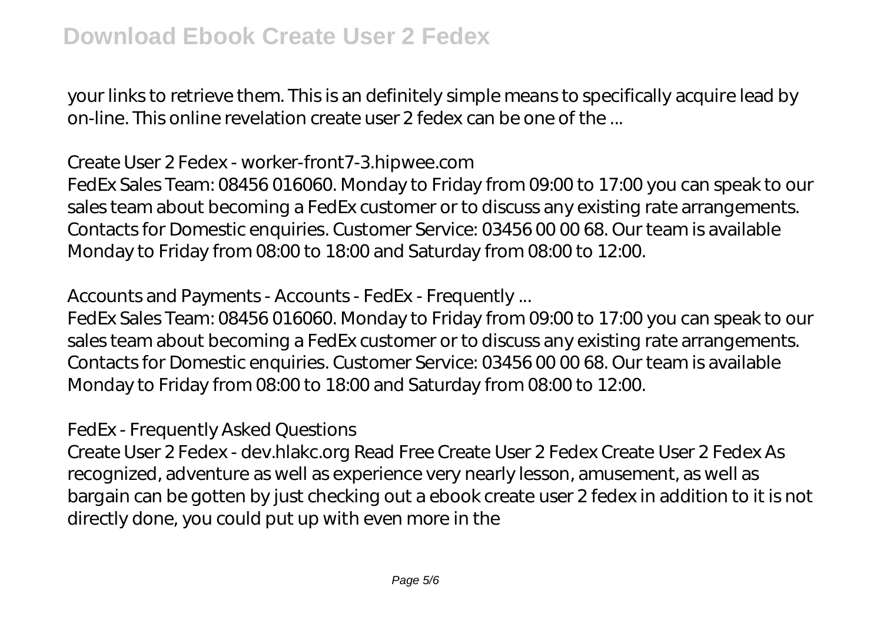your links to retrieve them. This is an definitely simple means to specifically acquire lead by on-line. This online revelation create user 2 fedex can be one of the ...

*Create User 2 Fedex - worker-front7-3.hipwee.com*

FedEx Sales Team: 08456 016060. Monday to Friday from 09:00 to 17:00 you can speak to our sales team about becoming a FedEx customer or to discuss any existing rate arrangements. Contacts for Domestic enquiries. Customer Service: 03456 00 00 68. Our team is available Monday to Friday from 08:00 to 18:00 and Saturday from 08:00 to 12:00.

*Accounts and Payments - Accounts - FedEx - Frequently ...*

FedEx Sales Team: 08456 016060. Monday to Friday from 09:00 to 17:00 you can speak to our sales team about becoming a FedEx customer or to discuss any existing rate arrangements. Contacts for Domestic enquiries. Customer Service: 03456 00 00 68. Our team is available Monday to Friday from 08:00 to 18:00 and Saturday from 08:00 to 12:00.

*FedEx - Frequently Asked Questions*

Create User 2 Fedex - dev.hlakc.org Read Free Create User 2 Fedex Create User 2 Fedex As recognized, adventure as well as experience very nearly lesson, amusement, as well as bargain can be gotten by just checking out a ebook create user 2 fedex in addition to it is not directly done, you could put up with even more in the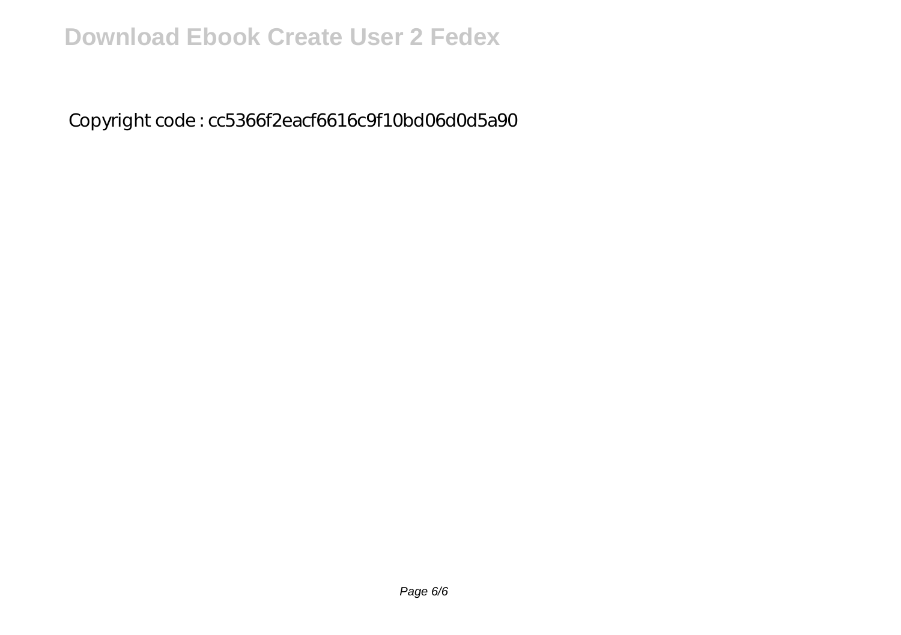Copyright code : cc5366f2eacf6616c9f10bd06d0d5a90